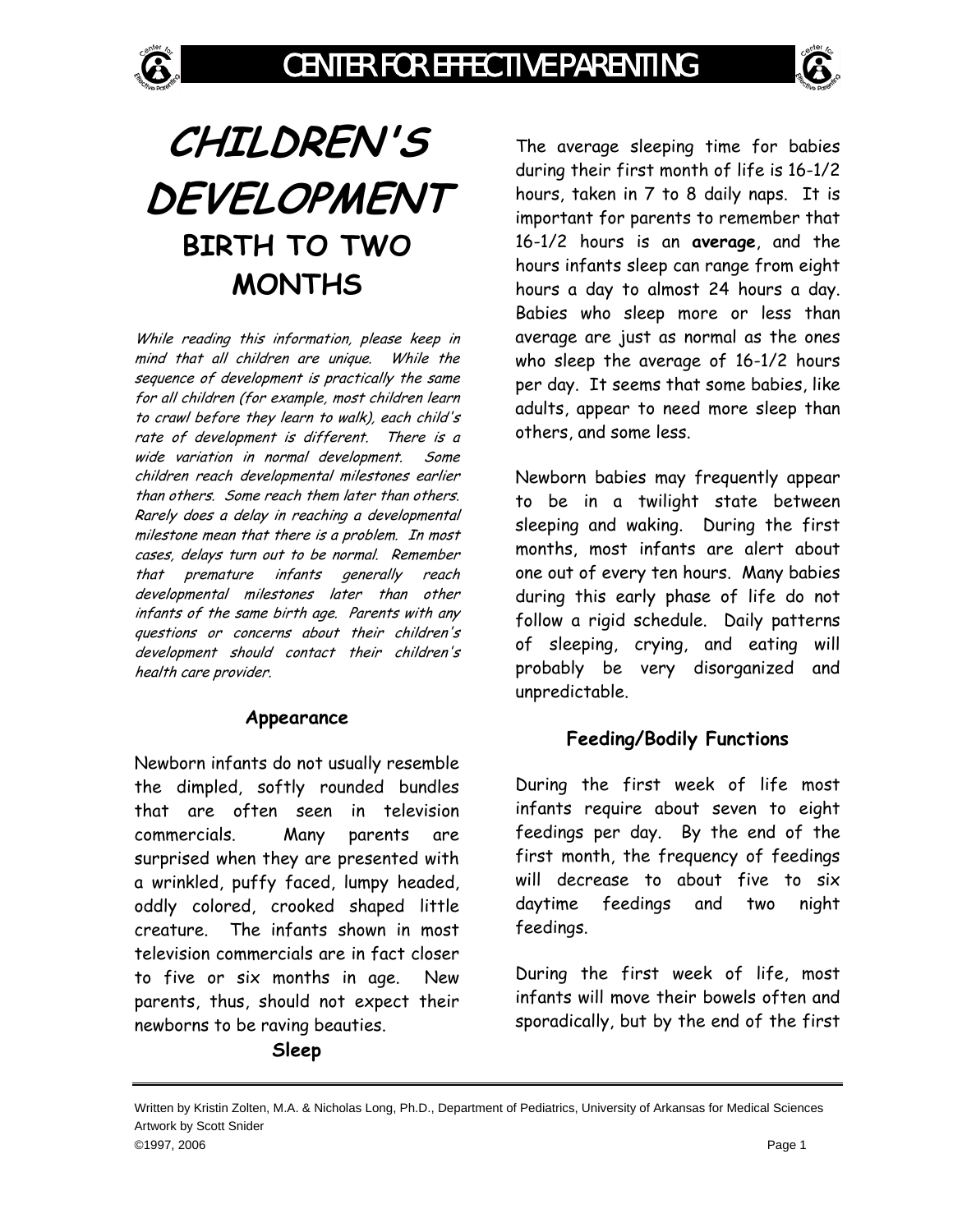# CHILDREN'S DEVELOPMENT

## BIRTH TO TWO MONTHS

*While reading this information, please keep in mind that all children are unique. While the sequence of development is practically the same for all children (for example, most children learn to crawl before they learn to walk), each child's rate of development is different. There is a wide variation in normal development. Some children reach developmental milestones earlier than others. Some reach them later than others. Rarely does a delay in reaching a developmental milestone mean that there is a problem. In most cases, delays turn out to be normal. Remember that premature infants generally reach developmental milestones later than other infants of the same birth age. Parents with any questions or concerns about their children's development should contact their children's health care provider.*

### Appearance

Newborn infants do not usually resemble the dimpled, softly rounded bundles that are often seen in television commercials. Many parents are surprised when they are presented with a wrinkled, puffy faced, lumpy headed, oddly colored, crooked shaped little creature. The infants shown in most television commercials are in fact closer to five or six months in age. New parents, thus, should not expect their newborns to be raving beauties.

### Sleep

The average sleeping time for babies during their first month of life is 16-1/2 hours, taken in 7 to 8 daily naps. It is important for parents to remember that 16-1/2 hours is an **average**, and the hours infants sleep can range from eight hours a day to almost 24 hours a day. Babies who sleep more or less than average are just as normal as the ones who sleep the average of 16-1/2 hours per day. It seems that some babies, like adults, appear to need more sleep than others, and some less.

Newborn babies may frequently appear to be in a twilight state between sleeping and waking. During the first months, most infants are alert about one out of every ten hours. Many babies during this early phase of life do not follow a rigid schedule. Daily patterns of sleeping, crying, and eating will probably be very disorganized and unpredictable.

### Feeding/Bodily Functions

During the first week of life most infants require about seven to eight feedings per day. By the end of the first month, the frequency of feedings will decrease to about five to six daytime feedings and two night feedings.

During the first week of life, most infants will move their bowels often and sporadically, but by the end of the first

Written by Kristin Zolten, M.A. & Nicholas Long, Ph.D., Department of Pediatrics, University of Arkansas for Medical Sciences
Artwork by Scott Snider
©1997, 2006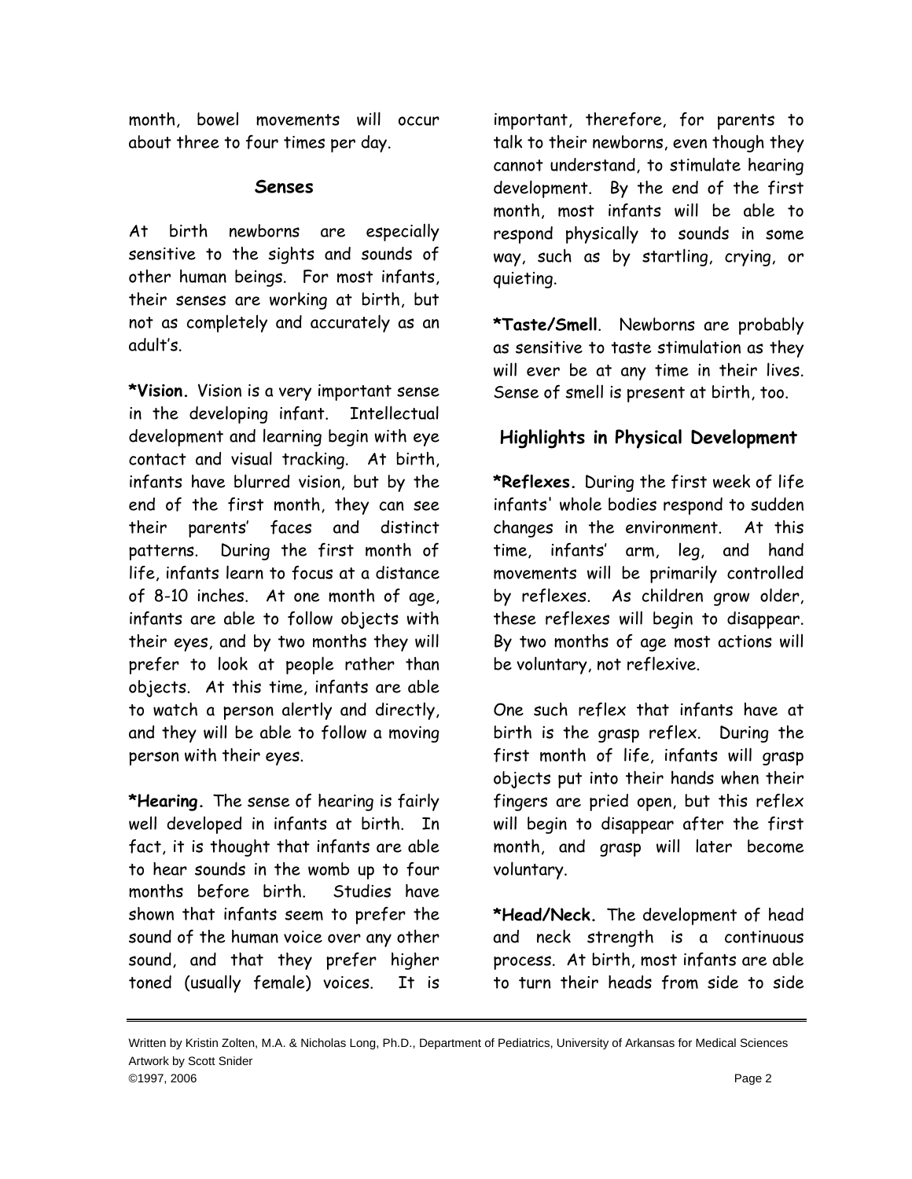month, bowel movements will occur about three to four times per day.

## Senses

At birth newborns are especially sensitive to the sights and sounds of other human beings. For most infants, their senses are working at birth, but not as completely and accurately as an adult's.

***Vision.** Vision is a very important sense in the developing infant. Intellectual development and learning begin with eye contact and visual tracking. At birth, infants have blurred vision, but by the end of the first month, they can see their parents' faces and distinct patterns. During the first month of life, infants learn to focus at a distance of 8-10 inches. At one month of age, infants are able to follow objects with their eyes, and by two months they will prefer to look at people rather than objects. At this time, infants are able to watch a person alertly and directly, and they will be able to follow a moving person with their eyes.

***Hearing.** The sense of hearing is fairly well developed in infants at birth. In fact, it is thought that infants are able to hear sounds in the womb up to four months before birth. Studies have shown that infants seem to prefer the sound of the human voice over any other sound, and that they prefer higher toned (usually female) voices. It is important, therefore, for parents to talk to their newborns, even though they cannot understand, to stimulate hearing development. By the end of the first month, most infants will be able to respond physically to sounds in some way, such as by startling, crying, or quieting.

***Taste/Smell**. Newborns are probably as sensitive to taste stimulation as they will ever be at any time in their lives. Sense of smell is present at birth, too.

## Highlights in Physical Development

***Reflexes.** During the first week of life infants' whole bodies respond to sudden changes in the environment. At this time, infants' arm, leg, and hand movements will be primarily controlled by reflexes. As children grow older, these reflexes will begin to disappear. By two months of age most actions will be voluntary, not reflexive.

One such reflex that infants have at birth is the grasp reflex. During the first month of life, infants will grasp objects put into their hands when their fingers are pried open, but this reflex will begin to disappear after the first month, and grasp will later become voluntary.

***Head/Neck.** The development of head and neck strength is a continuous process. At birth, most infants are able to turn their heads from side to side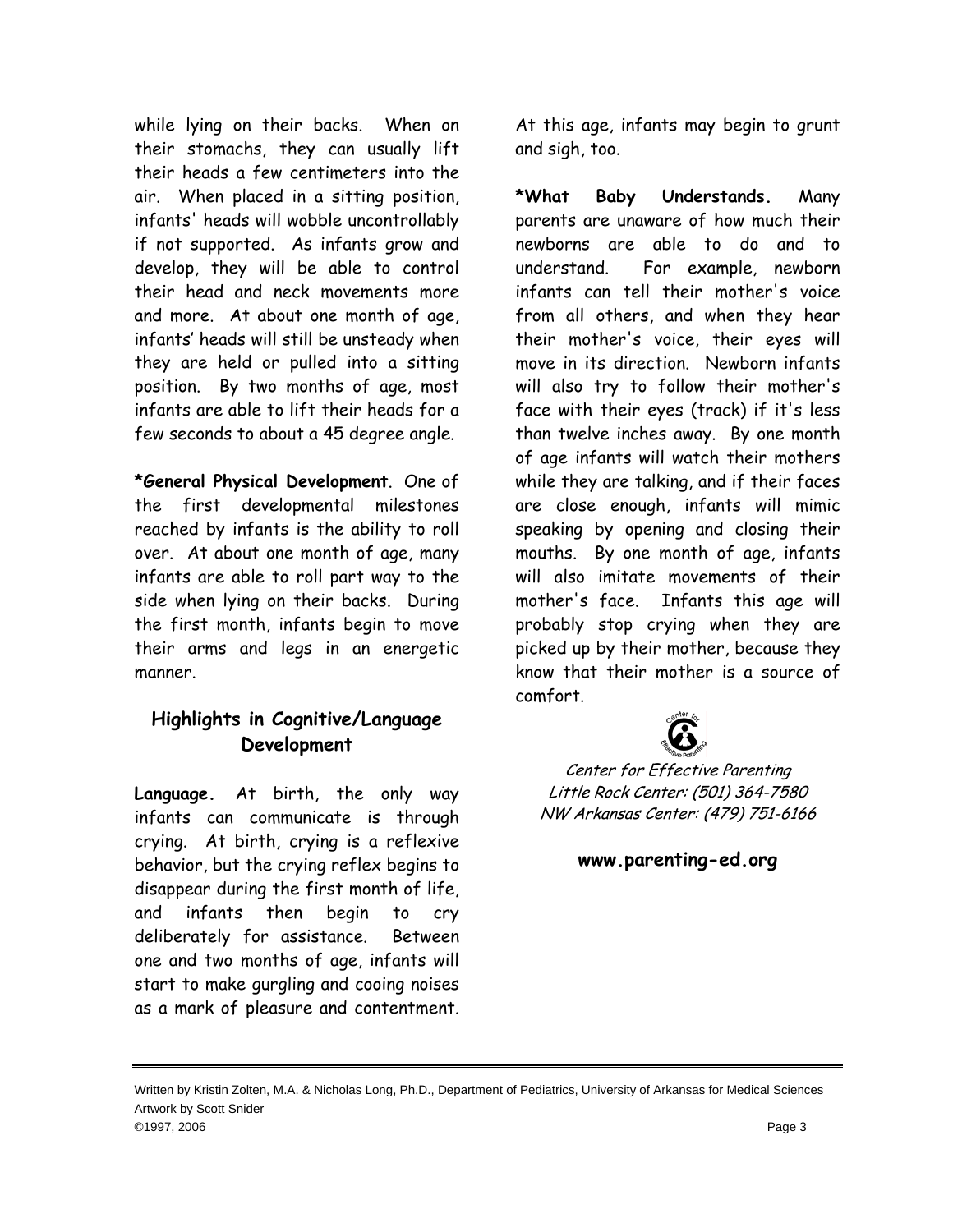while lying on their backs. When on their stomachs, they can usually lift their heads a few centimeters into the air. When placed in a sitting position, infants' heads will wobble uncontrollably if not supported. As infants grow and develop, they will be able to control their head and neck movements more and more. At about one month of age, infants' heads will still be unsteady when they are held or pulled into a sitting position. By two months of age, most infants are able to lift their heads for a few seconds to about a 45 degree angle.

**\*General Physical Development**. One of the first developmental milestones reached by infants is the ability to roll over. At about one month of age, many infants are able to roll part way to the side when lying on their backs. During the first month, infants begin to move their arms and legs in an energetic manner.

## Highlights in Cognitive/Language Development

**Language.** At birth, the only way infants can communicate is through crying. At birth, crying is a reflexive behavior, but the crying reflex begins to disappear during the first month of life, and infants then begin to cry deliberately for assistance. Between one and two months of age, infants will start to make gurgling and cooing noises as a mark of pleasure and contentment. At this age, infants may begin to grunt and sigh, too.

**\*What Baby Understands.** Many parents are unaware of how much their newborns are able to do and to understand. For example, newborn infants can tell their mother's voice from all others, and when they hear their mother's voice, their eyes will move in its direction. Newborn infants will also try to follow their mother's face with their eyes (track) if it's less than twelve inches away. By one month of age infants will watch their mothers while they are talking, and if their faces are close enough, infants will mimic speaking by opening and closing their mouths. By one month of age, infants will also imitate movements of their mother's face. Infants this age will probably stop crying when they are picked up by their mother, because they know that their mother is a source of comfort.

*Center for Effective Parenting*
*Little Rock Center: (501) 364-7580*
*NW Arkansas Center: (479) 751-6166*

**www.parenting-ed.org**

Written by Kristin Zolten, M.A. & Nicholas Long, Ph.D., Department of Pediatrics, University of Arkansas for Medical Sciences
Artwork by Scott Snider
©1997, 2006